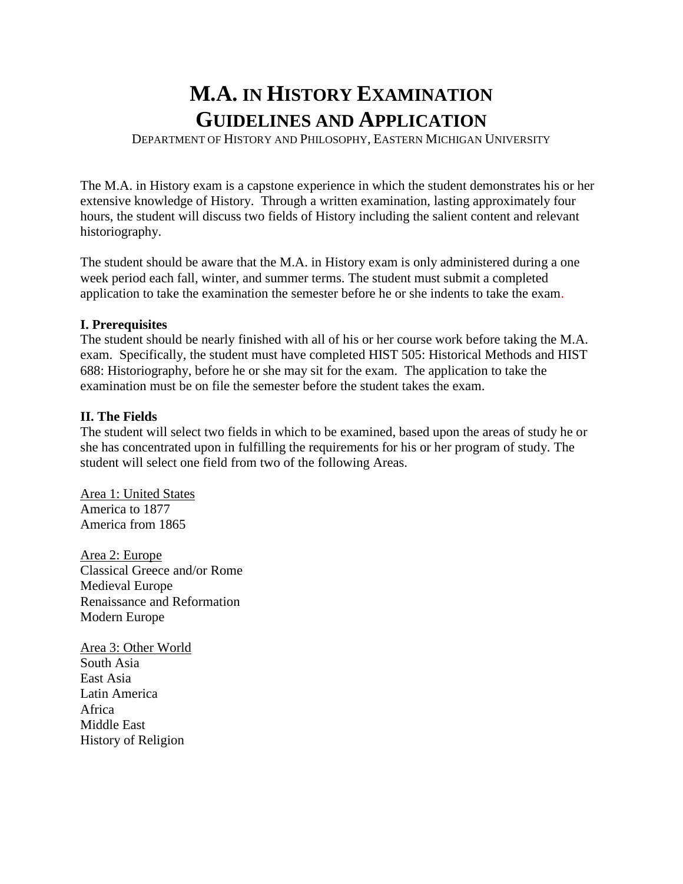# M.A. IN HISTORY EXAMINATION GUIDELINES AND APPLICATION

DEPARTMENT OF HISTORY AND PHILOSOPHY, EASTERN MICHIGAN UNIVERSITY

The M.A. in History exam is a capstone experience in which the student demonstrates his or her extensive knowledge of History. Through a written examination, lasting approximately four hours, the student will discuss two fields of History including the salient content and relevant historiography.

The student should be aware that the M.A. in History exam is only administered during a one week period each fall, winter, and summer terms. The student must submit a completed application to take the examination the semester before he or she indents to take the exam.

**I. Prerequisites**

The student should be nearly finished with all of his or her course work before taking the M.A. exam. Specifically, the student must have completed HIST 505: Historical Methods and HIST 688: Historiography, before he or she may sit for the exam. The application to take the examination must be on file the semester before the student takes the exam.

**II. The Fields**

The student will select two fields in which to be examined, based upon the areas of study he or she has concentrated upon in fulfilling the requirements for his or her program of study. The student will select one field from two of the following Areas.

<u>Area 1: United States</u>
America to 1877
America from 1865

<u>Area 2: Europe</u>
Classical Greece and/or Rome
Medieval Europe
Renaissance and Reformation
Modern Europe

<u>Area 3: Other World</u>
South Asia
East Asia
Latin America
Africa
Middle East
History of Religion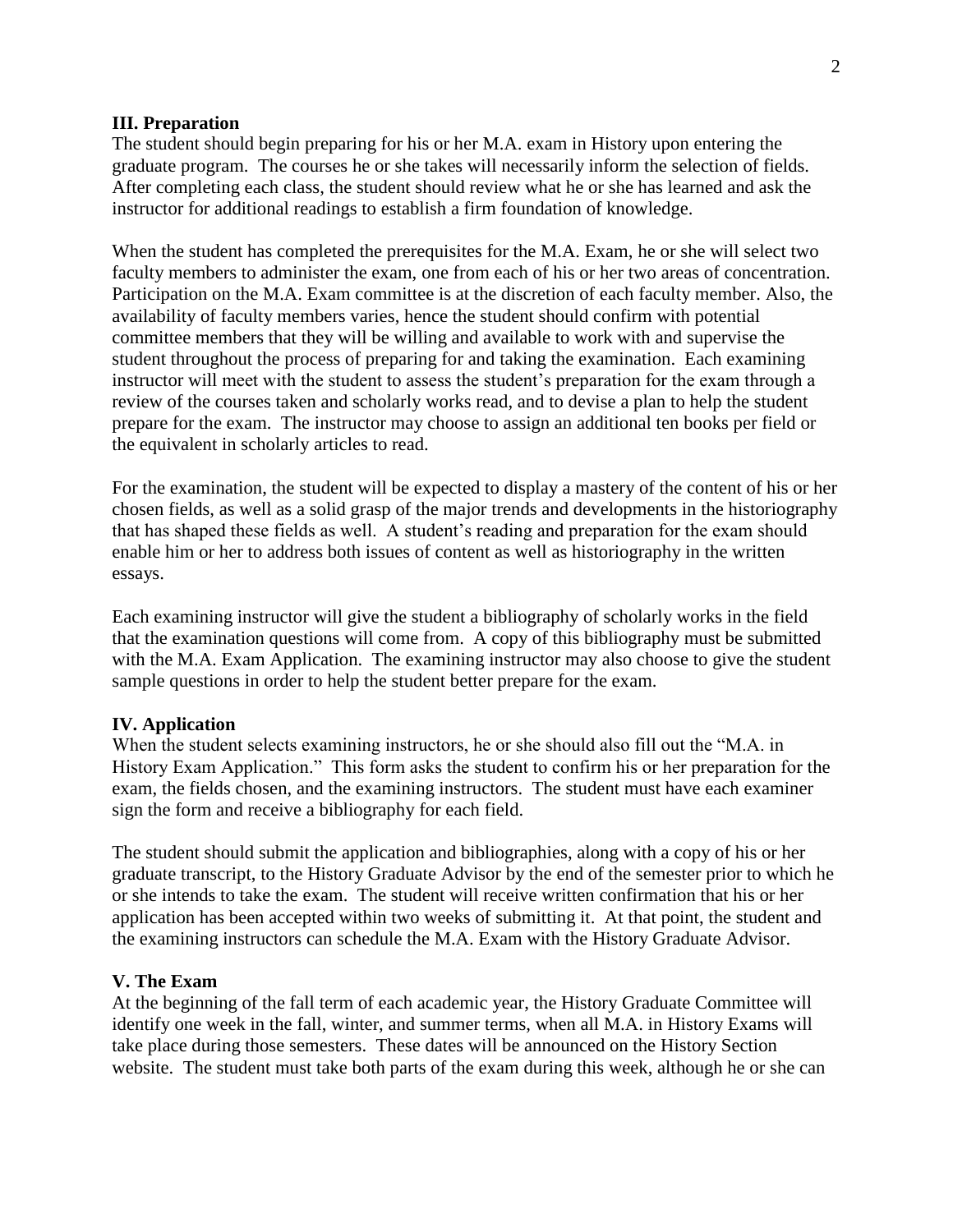### III. Preparation

The student should begin preparing for his or her M.A. exam in History upon entering the graduate program. The courses he or she takes will necessarily inform the selection of fields. After completing each class, the student should review what he or she has learned and ask the instructor for additional readings to establish a firm foundation of knowledge.

When the student has completed the prerequisites for the M.A. Exam, he or she will select two faculty members to administer the exam, one from each of his or her two areas of concentration. Participation on the M.A. Exam committee is at the discretion of each faculty member. Also, the availability of faculty members varies, hence the student should confirm with potential committee members that they will be willing and available to work with and supervise the student throughout the process of preparing for and taking the examination. Each examining instructor will meet with the student to assess the student's preparation for the exam through a review of the courses taken and scholarly works read, and to devise a plan to help the student prepare for the exam. The instructor may choose to assign an additional ten books per field or the equivalent in scholarly articles to read.

For the examination, the student will be expected to display a mastery of the content of his or her chosen fields, as well as a solid grasp of the major trends and developments in the historiography that has shaped these fields as well. A student's reading and preparation for the exam should enable him or her to address both issues of content as well as historiography in the written essays.

Each examining instructor will give the student a bibliography of scholarly works in the field that the examination questions will come from. A copy of this bibliography must be submitted with the M.A. Exam Application. The examining instructor may also choose to give the student sample questions in order to help the student better prepare for the exam.

### IV. Application

When the student selects examining instructors, he or she should also fill out the "M.A. in History Exam Application." This form asks the student to confirm his or her preparation for the exam, the fields chosen, and the examining instructors. The student must have each examiner sign the form and receive a bibliography for each field.

The student should submit the application and bibliographies, along with a copy of his or her graduate transcript, to the History Graduate Advisor by the end of the semester prior to which he or she intends to take the exam. The student will receive written confirmation that his or her application has been accepted within two weeks of submitting it. At that point, the student and the examining instructors can schedule the M.A. Exam with the History Graduate Advisor.

### V. The Exam

At the beginning of the fall term of each academic year, the History Graduate Committee will identify one week in the fall, winter, and summer terms, when all M.A. in History Exams will take place during those semesters. These dates will be announced on the History Section website. The student must take both parts of the exam during this week, although he or she can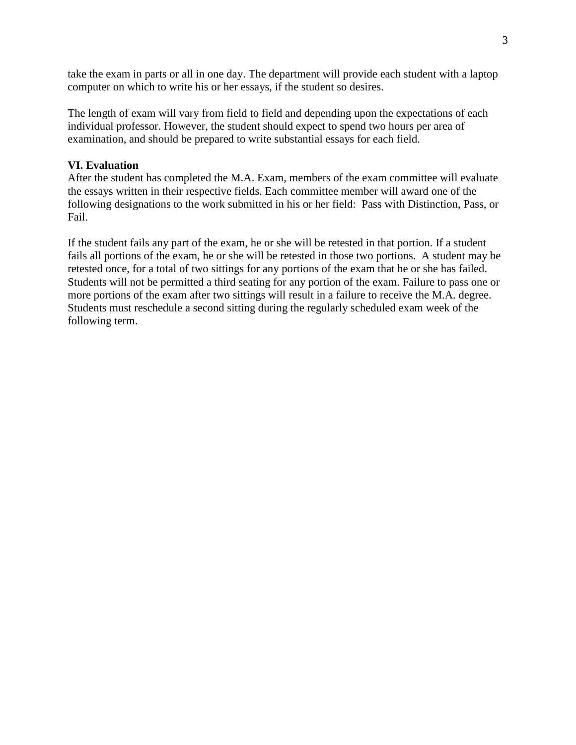take the exam in parts or all in one day. The department will provide each student with a laptop computer on which to write his or her essays, if the student so desires.

The length of exam will vary from field to field and depending upon the expectations of each individual professor. However, the student should expect to spend two hours per area of examination, and should be prepared to write substantial essays for each field.

**VI. Evaluation**

After the student has completed the M.A. Exam, members of the exam committee will evaluate the essays written in their respective fields. Each committee member will award one of the following designations to the work submitted in his or her field: Pass with Distinction, Pass, or Fail.

If the student fails any part of the exam, he or she will be retested in that portion. If a student fails all portions of the exam, he or she will be retested in those two portions. A student may be retested once, for a total of two sittings for any portions of the exam that he or she has failed. Students will not be permitted a third seating for any portion of the exam. Failure to pass one or more portions of the exam after two sittings will result in a failure to receive the M.A. degree. Students must reschedule a second sitting during the regularly scheduled exam week of the following term.